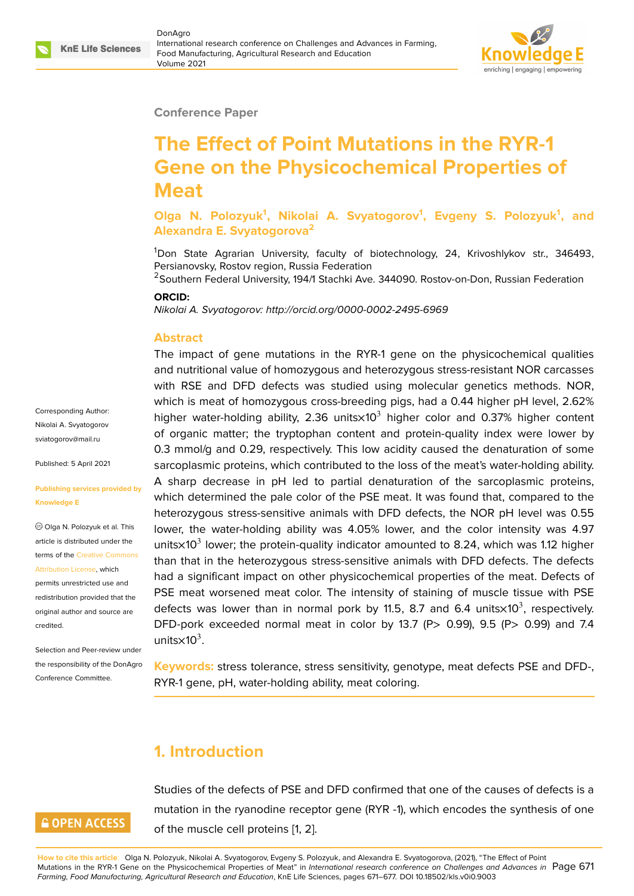Conference Paper

# The Effect of Point Mutations in the RYR-1 Gene on the Physicochemical Properties of Meat

**Olga N. Polozyuk[1], Nikolai A. Svyatogorov[1], Evgeny S. Polozyuk[1], and Alexandra E. Svyatogorova[2]**

[1]Don State Agrarian University, faculty of biotechnology, 24, Krivoshlykov str., 346493, Persianovsky, Rostov region, Russia Federation
[2]Southern Federal University, 194/1 Stachki Ave. 344090. Rostov-on-Don, Russian Federation

**ORCID:**

*Nikolai A. Svyatogorov: http://orcid.org/0000-0002-2495-6969*

Corresponding Author:
Nikolai A. Svyatogorov
sviatogorov@mail.ru

Published: 5 April 2021

Publishing services provided by Knowledge E

Olga N. Polozyuk et al. This article is distributed under the terms of the Creative Commons Attribution License, which permits unrestricted use and redistribution provided that the original author and source are credited.

Selection and Peer-review under the responsibility of the DonAgro Conference Committee.

## Abstract

The impact of gene mutations in the RYR-1 gene on the physicochemical qualities and nutritional value of homozygous and heterozygous stress-resistant NOR carcasses with RSE and DFD defects was studied using molecular genetics methods. NOR, which is meat of homozygous cross-breeding pigs, had a 0.44 higher pH level, 2.62% higher water-holding ability, 2.36 units×$10^3$ higher color and 0.37% higher content of organic matter; the tryptophan content and protein-quality index were lower by 0.3 mmol/g and 0.29, respectively. This low acidity caused the denaturation of some sarcoplasmic proteins, which contributed to the loss of the meat's water-holding ability. A sharp decrease in pH led to partial denaturation of the sarcoplasmic proteins, which determined the pale color of the PSE meat. It was found that, compared to the heterozygous stress-sensitive animals with DFD defects, the NOR pH level was 0.55 lower, the water-holding ability was 4.05% lower, and the color intensity was 4.97 units×$10^3$ lower; the protein-quality indicator amounted to 8.24, which was 1.12 higher than that in the heterozygous stress-sensitive animals with DFD defects. The defects had a significant impact on other physicochemical properties of the meat. Defects of PSE meat worsened meat color. The intensity of staining of muscle tissue with PSE defects was lower than in normal pork by 11.5, 8.7 and 6.4 units×$10^3$, respectively. DFD-pork exceeded normal meat in color by 13.7 (P> 0.99), 9.5 (P> 0.99) and 7.4 units×$10^3$.

**Keywords:** stress tolerance, stress sensitivity, genotype, meat defects PSE and DFD-, RYR-1 gene, pH, water-holding ability, meat coloring.

## 1. Introduction

Studies of the defects of PSE and DFD confirmed that one of the causes of defects is a mutation in the ryanodine receptor gene (RYR -1), which encodes the synthesis of one of the muscle cell proteins [1, 2].

**How to cite this article**: Olga N. Polozyuk, Nikolai A. Svyatogorov, Evgeny S. Polozyuk, and Alexandra E. Svyatogorova, (2021), "The Effect of Point Mutations in the RYR-1 Gene on the Physicochemical Properties of Meat" in *International research conference on Challenges and Advances in Farming, Food Manufacturing, Agricultural Research and Education*, KnE Life Sciences, pages 671–677. DOI 10.18502/kls.v0i0.9003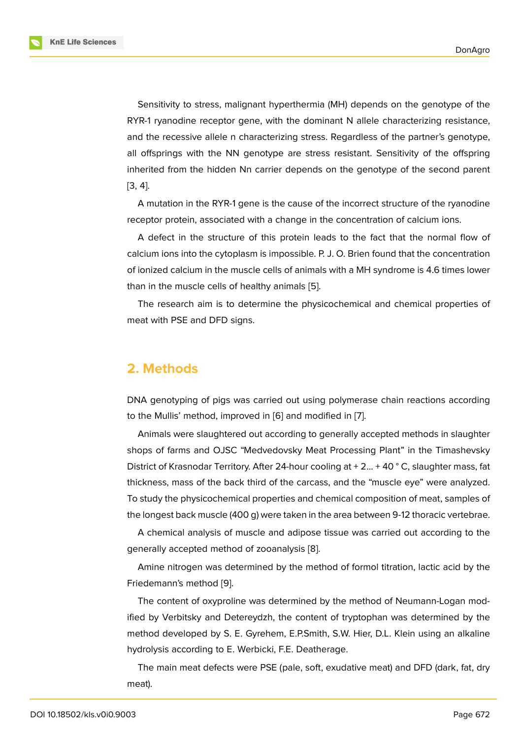Sensitivity to stress, malignant hyperthermia (MH) depends on the genotype of the RYR-1 ryanodine receptor gene, with the dominant N allele characterizing resistance, and the recessive allele n characterizing stress. Regardless of the partner's genotype, all offsprings with the NN genotype are stress resistant. Sensitivity of the offspring inherited from the hidden Nn carrier depends on the genotype of the second parent [3, 4].

A mutation in the RYR-1 gene is the cause of the incorrect structure of the ryanodine receptor protein, associated with a change in the concentration of calcium ions.

A defect in the structure of this protein leads to the fact that the normal flow of calcium ions into the cytoplasm is impossible. P. J. O. Brien found that the concentration of ionized calcium in the muscle cells of animals with a MH syndrome is 4.6 times lower than in the muscle cells of healthy animals [5].

The research aim is to determine the physicochemical and chemical properties of meat with PSE and DFD signs.

## 2. Methods

DNA genotyping of pigs was carried out using polymerase chain reactions according to the Mullis' method, improved in [6] and modified in [7].

Animals were slaughtered out according to generally accepted methods in slaughter shops of farms and OJSC "Medvedovsky Meat Processing Plant" in the Timashevsky District of Krasnodar Territory. After 24-hour cooling at + 2... + 40 ° C, slaughter mass, fat thickness, mass of the back third of the carcass, and the "muscle eye" were analyzed. To study the physicochemical properties and chemical composition of meat, samples of the longest back muscle (400 g) were taken in the area between 9-12 thoracic vertebrae.

A chemical analysis of muscle and adipose tissue was carried out according to the generally accepted method of zooanalysis [8].

Amine nitrogen was determined by the method of formol titration, lactic acid by the Friedemann's method [9].

The content of oxyproline was determined by the method of Neumann-Logan modified by Verbitsky and Detereydzh, the content of tryptophan was determined by the method developed by S. E. Gyrehem, E.P.Smith, S.W. Hier, D.L. Klein using an alkaline hydrolysis according to E. Werbicki, F.E. Deatherage.

The main meat defects were PSE (pale, soft, exudative meat) and DFD (dark, fat, dry meat).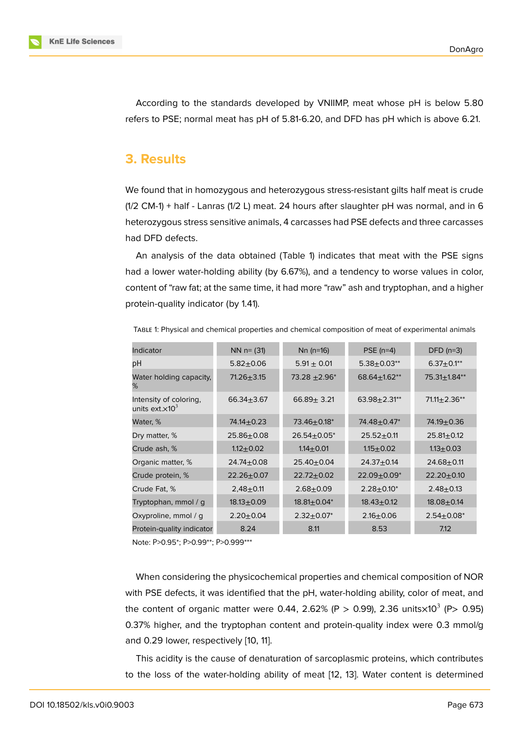According to the standards developed by VNIIMP, meat whose pH is below 5.80 refers to PSE; normal meat has pH of 5.81-6.20, and DFD has pH which is above 6.21.

## 3. Results

We found that in homozygous and heterozygous stress-resistant gilts half meat is crude (1/2 CM-1) + half - Lanras (1/2 L) meat. 24 hours after slaughter pH was normal, and in 6 heterozygous stress sensitive animals, 4 carcasses had PSE defects and three carcasses had DFD defects.

An analysis of the data obtained (Table 1) indicates that meat with the PSE signs had a lower water-holding ability (by 6.67%), and a tendency to worse values in color, content of "raw fat; at the same time, it had more "raw" ash and tryptophan, and a higher protein-quality indicator (by 1.41).

Table 1: Physical and chemical properties and chemical composition of meat of experimental animals

| Indicator | NN n= (31) | Nn (n=16) | PSE (n=4) | DFD (n=3) |
|---|---|---|---|---|
| pH | 5.82±0.06 | 5.91 ± 0.01 | 5.38±0.03** | 6.37±0.1** |
| Water holding capacity, % | 71.26±3.15 | 73.28 ±2.96* | 68.64±1.62** | 75.31±1.84** |
| Intensity of coloring, units ext.×10$^3$ | 66.34±3.67 | 66.89± 3.21 | 63.98±2.31** | 71.11±2.36** |
| Water, % | 74.14±0.23 | 73.46±0.18* | 74.48±0.47* | 74.19±0.36 |
| Dry matter, % | 25.86±0.08 | 26.54±0.05* | 25.52±0.11 | 25.81±0.12 |
| Crude ash, % | 1.12±0.02 | 1.14±0.01 | 1.15±0.02 | 1.13±0.03 |
| Organic matter, % | 24.74±0.08 | 25.40±0.04 | 24.37±0.14 | 24.68±0.11 |
| Crude protein, % | 22.26±0.07 | 22.72±0.02 | 22.09±0.09* | 22.20±0.10 |
| Crude Fat, % | 2,48±0.11 | 2.68±0.09 | 2.28±0.10* | 2.48±0.13 |
| Tryptophan, mmol / g | 18.13±0.09 | 18.81±0.04* | 18.43±0.12 | 18.08±0.14 |
| Oxyproline, mmol / g | 2.20±0.04 | 2.32±0.07* | 2.16±0.06 | 2.54±0.08* |
| Protein-quality indicator | 8.24 | 8.11 | 8.53 | 7.12 |

Note: P>0.95*; P>0.99**; P>0.999***

When considering the physicochemical properties and chemical composition of NOR with PSE defects, it was identified that the pH, water-holding ability, color of meat, and the content of organic matter were 0.44, 2.62% (P > 0.99), 2.36 units×10$^3$ (P> 0.95) 0.37% higher, and the tryptophan content and protein-quality index were 0.3 mmol/g and 0.29 lower, respectively [10, 11].

This acidity is the cause of denaturation of sarcoplasmic proteins, which contributes to the loss of the water-holding ability of meat [12, 13]. Water content is determined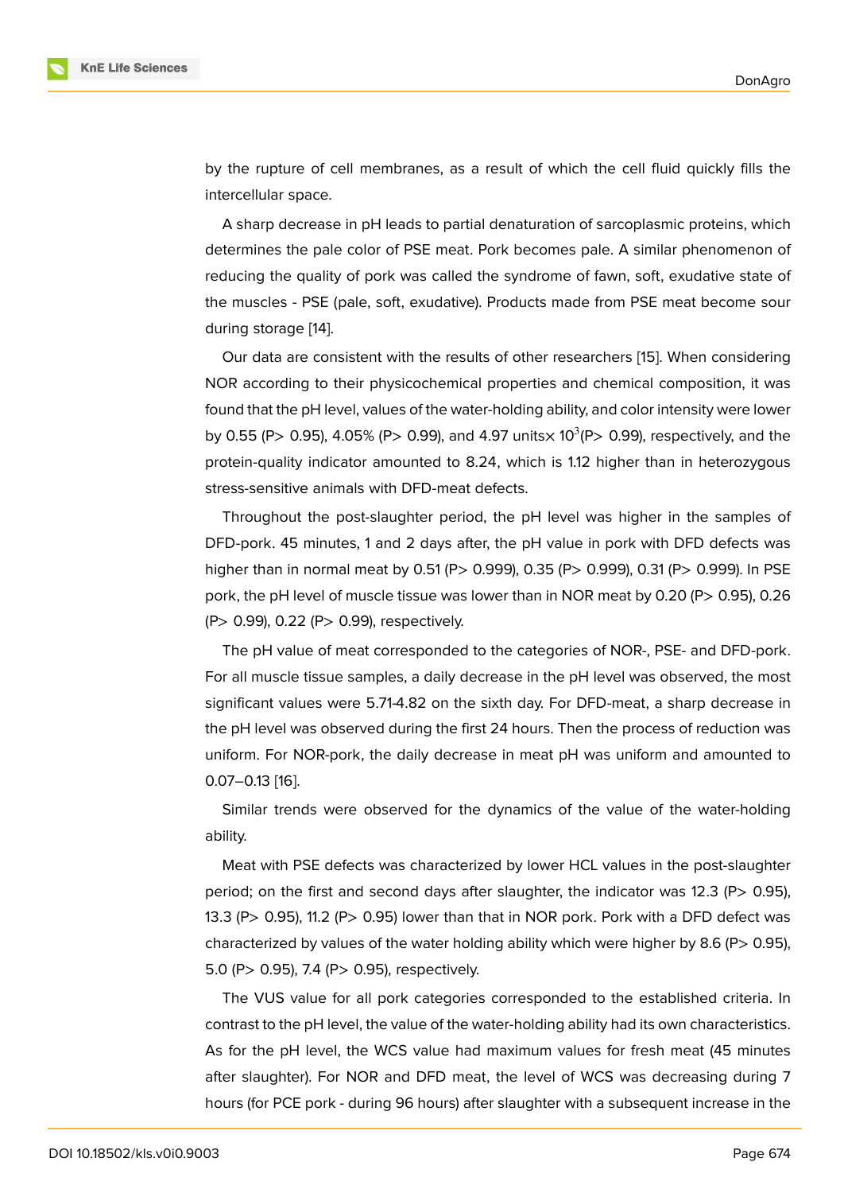by the rupture of cell membranes, as a result of which the cell fluid quickly fills the intercellular space.

A sharp decrease in pH leads to partial denaturation of sarcoplasmic proteins, which determines the pale color of PSE meat. Pork becomes pale. A similar phenomenon of reducing the quality of pork was called the syndrome of fawn, soft, exudative state of the muscles - PSE (pale, soft, exudative). Products made from PSE meat become sour during storage [14].

Our data are consistent with the results of other researchers [15]. When considering NOR according to their physicochemical properties and chemical composition, it was found that the pH level, values of the water-holding ability, and color intensity were lower by 0.55 ($P > 0.95$), 4.05% ($P > 0.99$), and 4.97 units$\times 10^3$($P > 0.99$), respectively, and the protein-quality indicator amounted to 8.24, which is 1.12 higher than in heterozygous stress-sensitive animals with DFD-meat defects.

Throughout the post-slaughter period, the pH level was higher in the samples of DFD-pork. 45 minutes, 1 and 2 days after, the pH value in pork with DFD defects was higher than in normal meat by 0.51 ($P > 0.999$), 0.35 ($P > 0.999$), 0.31 ($P > 0.999$). In PSE pork, the pH level of muscle tissue was lower than in NOR meat by 0.20 ($P > 0.95$), 0.26 ($P > 0.99$), 0.22 ($P > 0.99$), respectively.

The pH value of meat corresponded to the categories of NOR-, PSE- and DFD-pork. For all muscle tissue samples, a daily decrease in the pH level was observed, the most significant values were 5.71-4.82 on the sixth day. For DFD-meat, a sharp decrease in the pH level was observed during the first 24 hours. Then the process of reduction was uniform. For NOR-pork, the daily decrease in meat pH was uniform and amounted to 0.07–0.13 [16].

Similar trends were observed for the dynamics of the value of the water-holding ability.

Meat with PSE defects was characterized by lower HCL values in the post-slaughter period; on the first and second days after slaughter, the indicator was 12.3 ($P > 0.95$), 13.3 ($P > 0.95$), 11.2 ($P > 0.95$) lower than that in NOR pork. Pork with a DFD defect was characterized by values of the water holding ability which were higher by 8.6 ($P > 0.95$), 5.0 ($P > 0.95$), 7.4 ($P > 0.95$), respectively.

The VUS value for all pork categories corresponded to the established criteria. In contrast to the pH level, the value of the water-holding ability had its own characteristics. As for the pH level, the WCS value had maximum values for fresh meat (45 minutes after slaughter). For NOR and DFD meat, the level of WCS was decreasing during 7 hours (for PCE pork - during 96 hours) after slaughter with a subsequent increase in the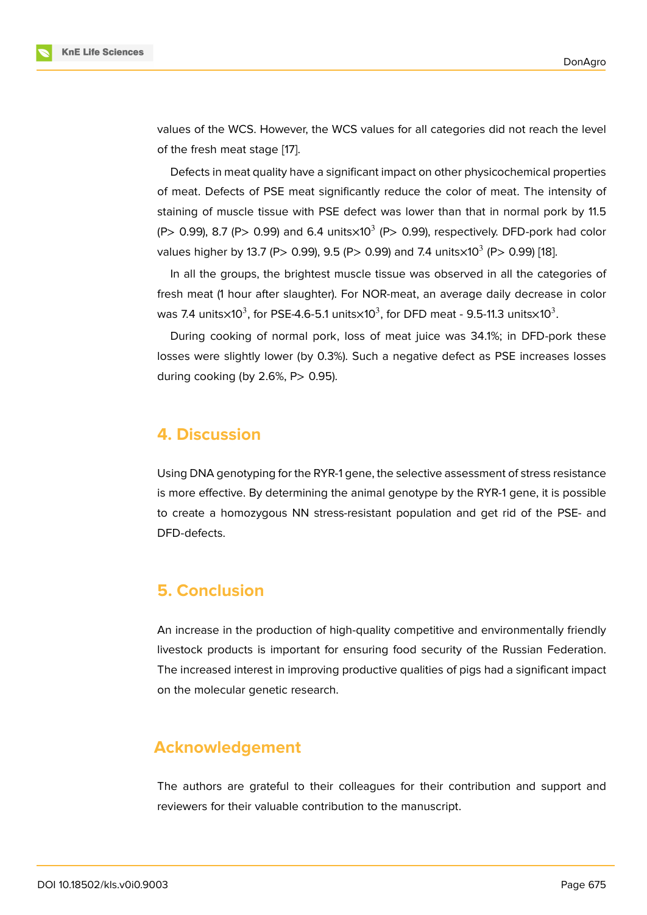values of the WCS. However, the WCS values for all categories did not reach the level of the fresh meat stage [17].

Defects in meat quality have a significant impact on other physicochemical properties of meat. Defects of PSE meat significantly reduce the color of meat. The intensity of staining of muscle tissue with PSE defect was lower than that in normal pork by 11.5 ($P > 0.99$), 8.7 ($P > 0.99$) and 6.4 units$\times 10^3$ ($P > 0.99$), respectively. DFD-pork had color values higher by 13.7 ($P > 0.99$), 9.5 ($P > 0.99$) and 7.4 units$\times 10^3$ ($P > 0.99$) [18].

In all the groups, the brightest muscle tissue was observed in all the categories of fresh meat (1 hour after slaughter). For NOR-meat, an average daily decrease in color was 7.4 units$\times 10^3$, for PSE-4.6-5.1 units$\times 10^3$, for DFD meat - 9.5-11.3 units$\times 10^3$.

During cooking of normal pork, loss of meat juice was 34.1%; in DFD-pork these losses were slightly lower (by 0.3%). Such a negative defect as PSE increases losses during cooking (by 2.6%, $P > 0.95$).

## 4. Discussion

Using DNA genotyping for the RYR-1 gene, the selective assessment of stress resistance is more effective. By determining the animal genotype by the RYR-1 gene, it is possible to create a homozygous NN stress-resistant population and get rid of the PSE- and DFD-defects.

## 5. Conclusion

An increase in the production of high-quality competitive and environmentally friendly livestock products is important for ensuring food security of the Russian Federation. The increased interest in improving productive qualities of pigs had a significant impact on the molecular genetic research.

## Acknowledgement

The authors are grateful to their colleagues for their contribution and support and reviewers for their valuable contribution to the manuscript.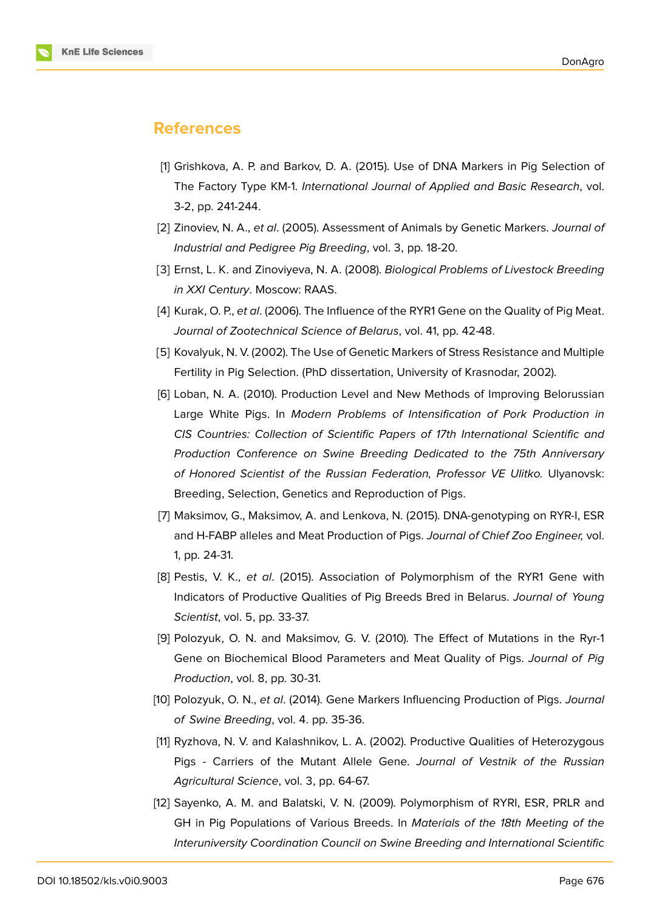## References

[1] Grishkova, A. P. and Barkov, D. A. (2015). Use of DNA Markers in Pig Selection of The Factory Type KM-1. *International Journal of Applied and Basic Research*, vol. 3-2, pp. 241-244.

[2] Zinoviev, N. A., *et al*. (2005). Assessment of Animals by Genetic Markers. *Journal of Industrial and Pedigree Pig Breeding*, vol. 3, pp. 18-20.

[3] Ernst, L. K. and Zinoviyeva, N. A. (2008). *Biological Problems of Livestock Breeding in XXI Century*. Moscow: RAAS.

[4] Kurak, O. P., *et al*. (2006). The Influence of the RYR1 Gene on the Quality of Pig Meat. *Journal of Zootechnical Science of Belarus*, vol. 41, pp. 42-48.

[5] Kovalyuk, N. V. (2002). The Use of Genetic Markers of Stress Resistance and Multiple Fertility in Pig Selection. (PhD dissertation, University of Krasnodar, 2002).

[6] Loban, N. A. (2010). Production Level and New Methods of Improving Belorussian Large White Pigs. In *Modern Problems of Intensification of Pork Production in CIS Countries: Collection of Scientific Papers of 17th International Scientific and Production Conference on Swine Breeding Dedicated to the 75th Anniversary of Honored Scientist of the Russian Federation, Professor VE Ulitko.* Ulyanovsk: Breeding, Selection, Genetics and Reproduction of Pigs.

[7] Maksimov, G., Maksimov, A. and Lenkova, N. (2015). DNA-genotyping on RYR-I, ESR and H-FABP alleles and Meat Production of Pigs. *Journal of Chief Zoo Engineer,* vol. 1, pp. 24-31.

[8] Pestis, V. K., *et al*. (2015). Association of Polymorphism of the RYR1 Gene with Indicators of Productive Qualities of Pig Breeds Bred in Belarus. *Journal of Young Scientist*, vol. 5, pp. 33-37.

[9] Polozyuk, O. N. and Maksimov, G. V. (2010). The Effect of Mutations in the Ryr-1 Gene on Biochemical Blood Parameters and Meat Quality of Pigs. *Journal of Pig Production*, vol. 8, pp. 30-31.

[10] Polozyuk, O. N., *et al*. (2014). Gene Markers Influencing Production of Pigs. *Journal of Swine Breeding*, vol. 4. pp. 35-36.

[11] Ryzhova, N. V. and Kalashnikov, L. A. (2002). Productive Qualities of Heterozygous Pigs - Carriers of the Mutant Allele Gene. *Journal of Vestnik of the Russian Agricultural Science*, vol. 3, pp. 64-67.

[12] Sayenko, A. M. and Balatski, V. N. (2009). Polymorphism of RYRI, ESR, PRLR and GH in Pig Populations of Various Breeds. In *Materials of the 18th Meeting of the Interuniversity Coordination Council on Swine Breeding and International Scientific*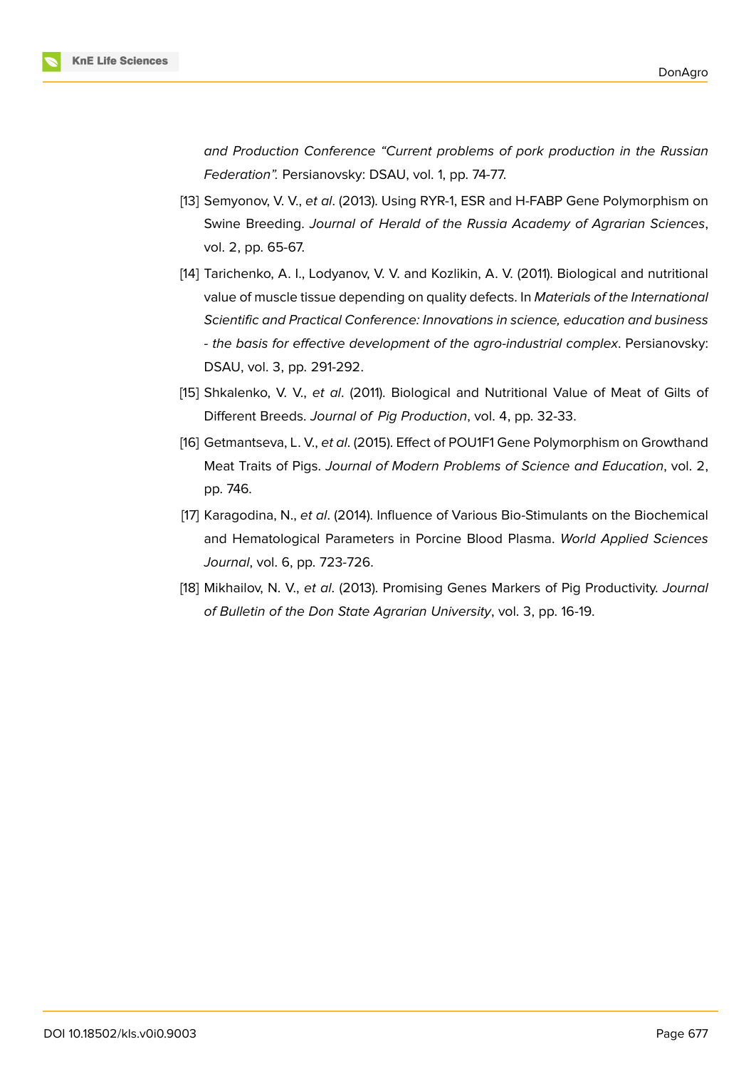*and Production Conference "Current problems of pork production in the Russian Federation".* Persianovsky: DSAU, vol. 1, pp. 74-77.

[13] Semyonov, V. V., *et al*. (2013). Using RYR-1, ESR and H-FABP Gene Polymorphism on Swine Breeding. *Journal of Herald of the Russia Academy of Agrarian Sciences*, vol. 2, pp. 65-67.

[14] Tarichenko, A. I., Lodyanov, V. V. and Kozlikin, A. V. (2011). Biological and nutritional value of muscle tissue depending on quality defects. In *Materials of the International Scientific and Practical Conference: Innovations in science, education and business - the basis for effective development of the agro-industrial complex*. Persianovsky: DSAU, vol. 3, pp. 291-292.

[15] Shkalenko, V. V., *et al*. (2011). Biological and Nutritional Value of Meat of Gilts of Different Breeds. *Journal of Pig Production*, vol. 4, pp. 32-33.

[16] Getmantseva, L. V., *et al*. (2015). Effect of POU1F1 Gene Polymorphism on Growthand Meat Traits of Pigs. *Journal of Modern Problems of Science and Education*, vol. 2, pp. 746.

[17] Karagodina, N., *et al*. (2014). Influence of Various Bio-Stimulants on the Biochemical and Hematological Parameters in Porcine Blood Plasma. *World Applied Sciences Journal*, vol. 6, pp. 723-726.

[18] Mikhailov, N. V., *et al*. (2013). Promising Genes Markers of Pig Productivity. *Journal of Bulletin of the Don State Agrarian University*, vol. 3, pp. 16-19.